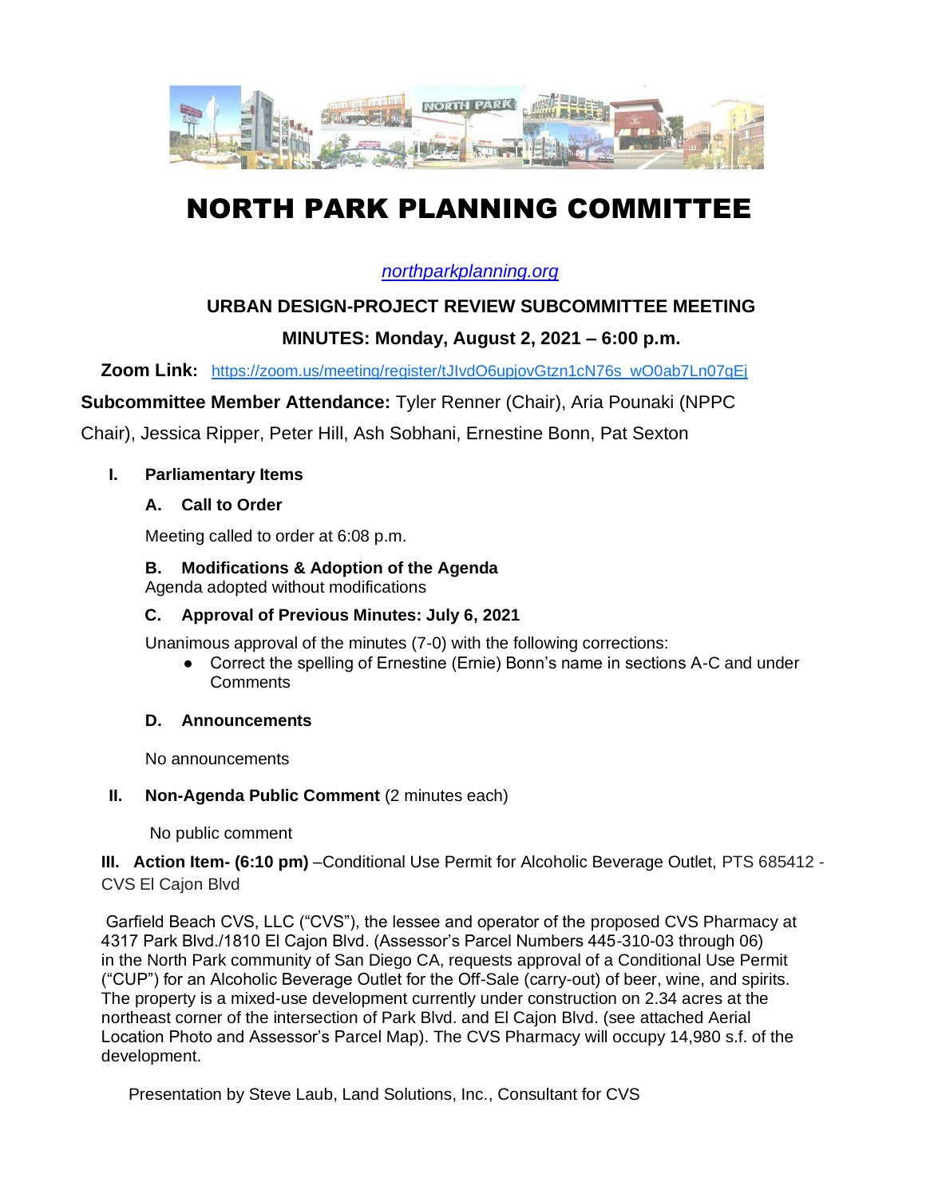# NORTH PARK PLANNING COMMITTEE

[northparkplanning.org](northparkplanning.org)

## URBAN DESIGN-PROJECT REVIEW SUBCOMMITTEE MEETING

## MINUTES: Monday, August 2, 2021 – 6:00 p.m.

**Zoom Link:** [https://zoom.us/meeting/register/tJIvdO6upjovGtzn1cN76s_wO0ab7Ln07gEj](https://zoom.us/meeting/register/tJIvdO6upjovGtzn1cN76s_wO0ab7Ln07gEj)

**Subcommittee Member Attendance:** Tyler Renner (Chair), Aria Pounaki (NPPC Chair), Jessica Ripper, Peter Hill, Ash Sobhani, Ernestine Bonn, Pat Sexton

### I. Parliamentary Items

#### A. Call to Order

Meeting called to order at 6:08 p.m.

#### B. Modifications & Adoption of the Agenda

Agenda adopted without modifications

#### C. Approval of Previous Minutes: July 6, 2021

Unanimous approval of the minutes (7-0) with the following corrections:

- Correct the spelling of Ernestine (Ernie) Bonn's name in sections A-C and under Comments

#### D. Announcements

No announcements

### II. Non-Agenda Public Comment (2 minutes each)

No public comment

### III. Action Item- (6:10 pm) –Conditional Use Permit for Alcoholic Beverage Outlet, PTS 685412 - CVS El Cajon Blvd

Garfield Beach CVS, LLC ("CVS"), the lessee and operator of the proposed CVS Pharmacy at 4317 Park Blvd./1810 El Cajon Blvd. (Assessor's Parcel Numbers 445-310-03 through 06) in the North Park community of San Diego CA, requests approval of a Conditional Use Permit ("CUP") for an Alcoholic Beverage Outlet for the Off-Sale (carry-out) of beer, wine, and spirits. The property is a mixed-use development currently under construction on 2.34 acres at the northeast corner of the intersection of Park Blvd. and El Cajon Blvd. (see attached Aerial Location Photo and Assessor's Parcel Map). The CVS Pharmacy will occupy 14,980 s.f. of the development.

Presentation by Steve Laub, Land Solutions, Inc., Consultant for CVS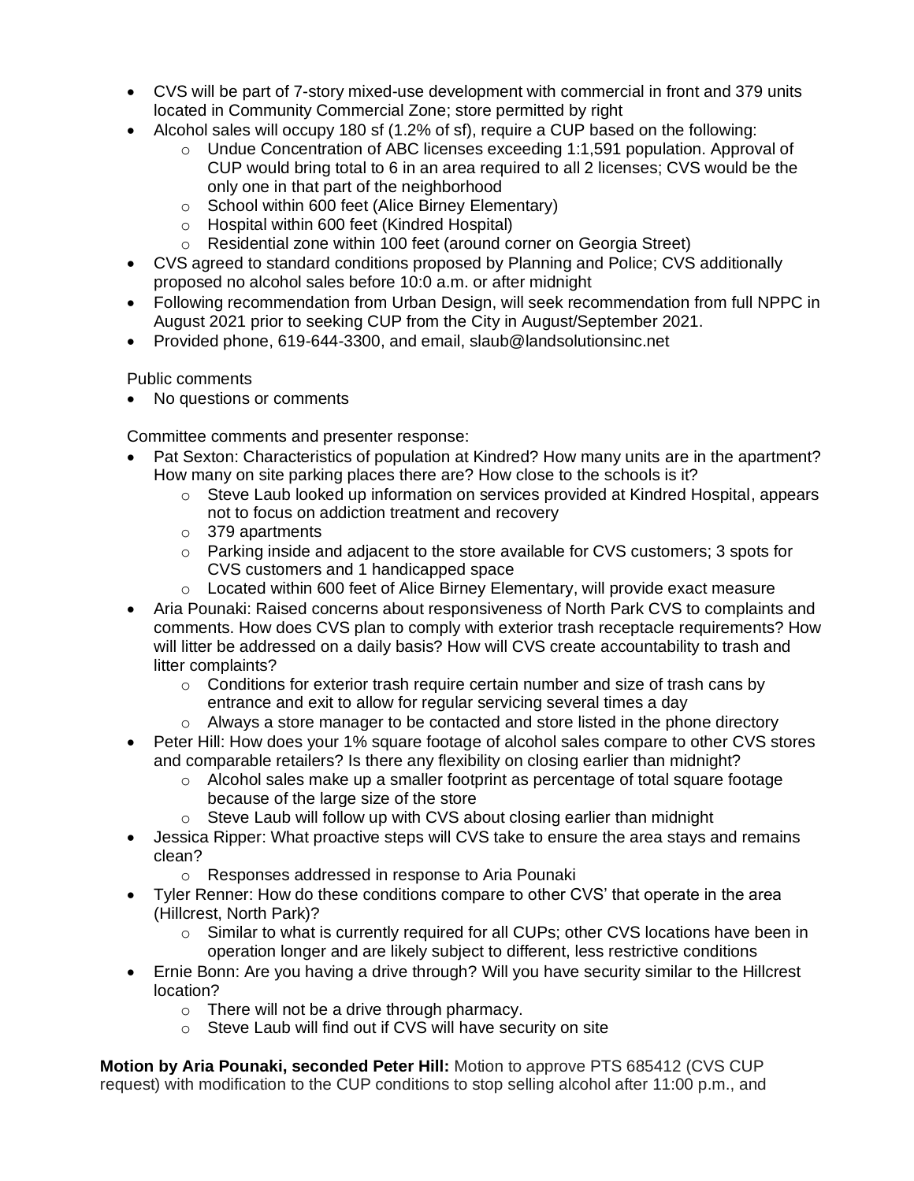- CVS will be part of 7-story mixed-use development with commercial in front and 379 units located in Community Commercial Zone; store permitted by right
- Alcohol sales will occupy 180 sf (1.2% of sf), require a CUP based on the following:
  - Undue Concentration of ABC licenses exceeding 1:1,591 population. Approval of CUP would bring total to 6 in an area required to all 2 licenses; CVS would be the only one in that part of the neighborhood
  - School within 600 feet (Alice Birney Elementary)
  - Hospital within 600 feet (Kindred Hospital)
  - Residential zone within 100 feet (around corner on Georgia Street)
- CVS agreed to standard conditions proposed by Planning and Police; CVS additionally proposed no alcohol sales before 10:0 a.m. or after midnight
- Following recommendation from Urban Design, will seek recommendation from full NPPC in August 2021 prior to seeking CUP from the City in August/September 2021.
- Provided phone, 619-644-3300, and email, slaub@landsolutionsinc.net

Public comments

- No questions or comments

Committee comments and presenter response:

- Pat Sexton: Characteristics of population at Kindred? How many units are in the apartment? How many on site parking places there are? How close to the schools is it?
  - Steve Laub looked up information on services provided at Kindred Hospital, appears not to focus on addiction treatment and recovery
  - 379 apartments
  - Parking inside and adjacent to the store available for CVS customers; 3 spots for CVS customers and 1 handicapped space
  - Located within 600 feet of Alice Birney Elementary, will provide exact measure
- Aria Pounaki: Raised concerns about responsiveness of North Park CVS to complaints and comments. How does CVS plan to comply with exterior trash receptacle requirements? How will litter be addressed on a daily basis? How will CVS create accountability to trash and litter complaints?
  - Conditions for exterior trash require certain number and size of trash cans by entrance and exit to allow for regular servicing several times a day
  - Always a store manager to be contacted and store listed in the phone directory
- Peter Hill: How does your 1% square footage of alcohol sales compare to other CVS stores and comparable retailers? Is there any flexibility on closing earlier than midnight?
  - Alcohol sales make up a smaller footprint as percentage of total square footage because of the large size of the store
  - Steve Laub will follow up with CVS about closing earlier than midnight
- Jessica Ripper: What proactive steps will CVS take to ensure the area stays and remains clean?
  - Responses addressed in response to Aria Pounaki
- Tyler Renner: How do these conditions compare to other CVS' that operate in the area (Hillcrest, North Park)?
  - Similar to what is currently required for all CUPs; other CVS locations have been in operation longer and are likely subject to different, less restrictive conditions
- Ernie Bonn: Are you having a drive through? Will you have security similar to the Hillcrest location?
  - There will not be a drive through pharmacy.
  - Steve Laub will find out if CVS will have security on site

**Motion by Aria Pounaki, seconded Peter Hill:** Motion to approve PTS 685412 (CVS CUP request) with modification to the CUP conditions to stop selling alcohol after 11:00 p.m., and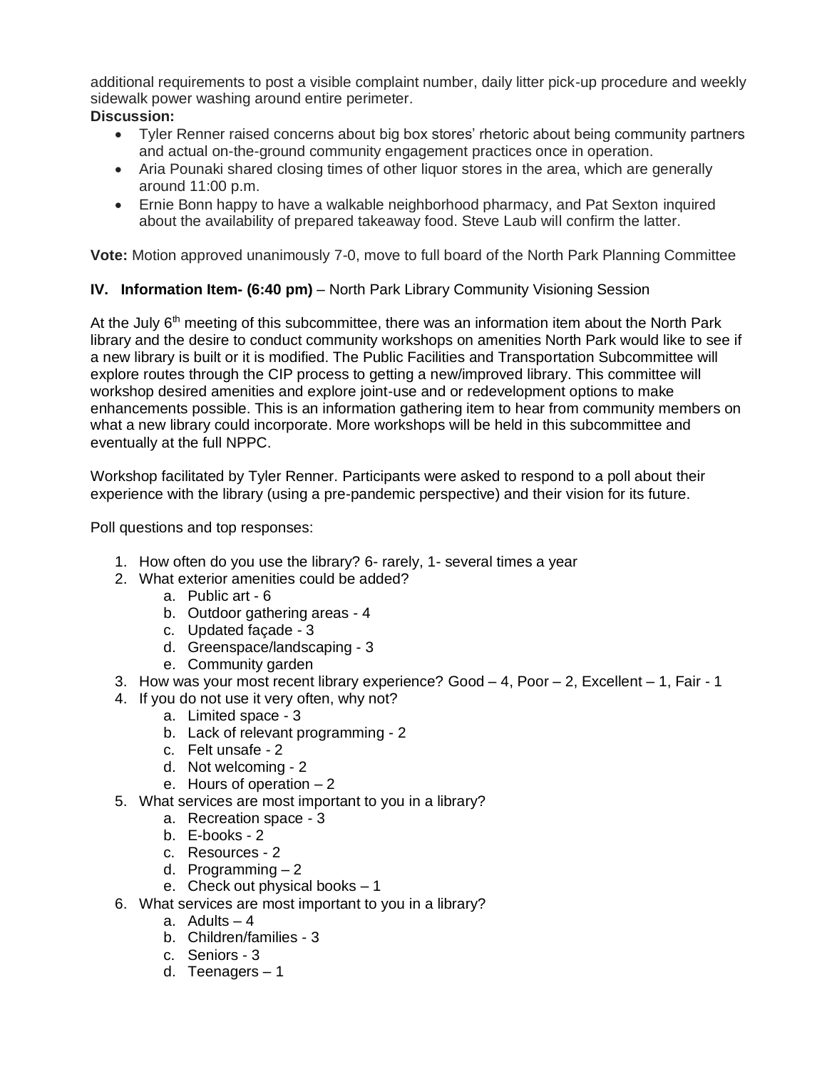additional requirements to post a visible complaint number, daily litter pick-up procedure and weekly sidewalk power washing around entire perimeter.

**Discussion:**

- Tyler Renner raised concerns about big box stores' rhetoric about being community partners and actual on-the-ground community engagement practices once in operation.
- Aria Pounaki shared closing times of other liquor stores in the area, which are generally around 11:00 p.m.
- Ernie Bonn happy to have a walkable neighborhood pharmacy, and Pat Sexton inquired about the availability of prepared takeaway food. Steve Laub will confirm the latter.

**Vote:** Motion approved unanimously 7-0, move to full board of the North Park Planning Committee

**IV. Information Item- (6:40 pm)** – North Park Library Community Visioning Session

At the July 6th meeting of this subcommittee, there was an information item about the North Park library and the desire to conduct community workshops on amenities North Park would like to see if a new library is built or it is modified. The Public Facilities and Transportation Subcommittee will explore routes through the CIP process to getting a new/improved library. This committee will workshop desired amenities and explore joint-use and or redevelopment options to make enhancements possible. This is an information gathering item to hear from community members on what a new library could incorporate. More workshops will be held in this subcommittee and eventually at the full NPPC.

Workshop facilitated by Tyler Renner. Participants were asked to respond to a poll about their experience with the library (using a pre-pandemic perspective) and their vision for its future.

Poll questions and top responses:

1. How often do you use the library? 6- rarely, 1- several times a year
2. What exterior amenities could be added?
   a. Public art - 6
   b. Outdoor gathering areas - 4
   c. Updated façade - 3
   d. Greenspace/landscaping - 3
   e. Community garden
3. How was your most recent library experience? Good – 4, Poor – 2, Excellent – 1, Fair - 1
4. If you do not use it very often, why not?
   a. Limited space - 3
   b. Lack of relevant programming - 2
   c. Felt unsafe - 2
   d. Not welcoming - 2
   e. Hours of operation – 2
5. What services are most important to you in a library?
   a. Recreation space - 3
   b. E-books - 2
   c. Resources - 2
   d. Programming – 2
   e. Check out physical books – 1
6. What services are most important to you in a library?
   a. Adults – 4
   b. Children/families - 3
   c. Seniors - 3
   d. Teenagers – 1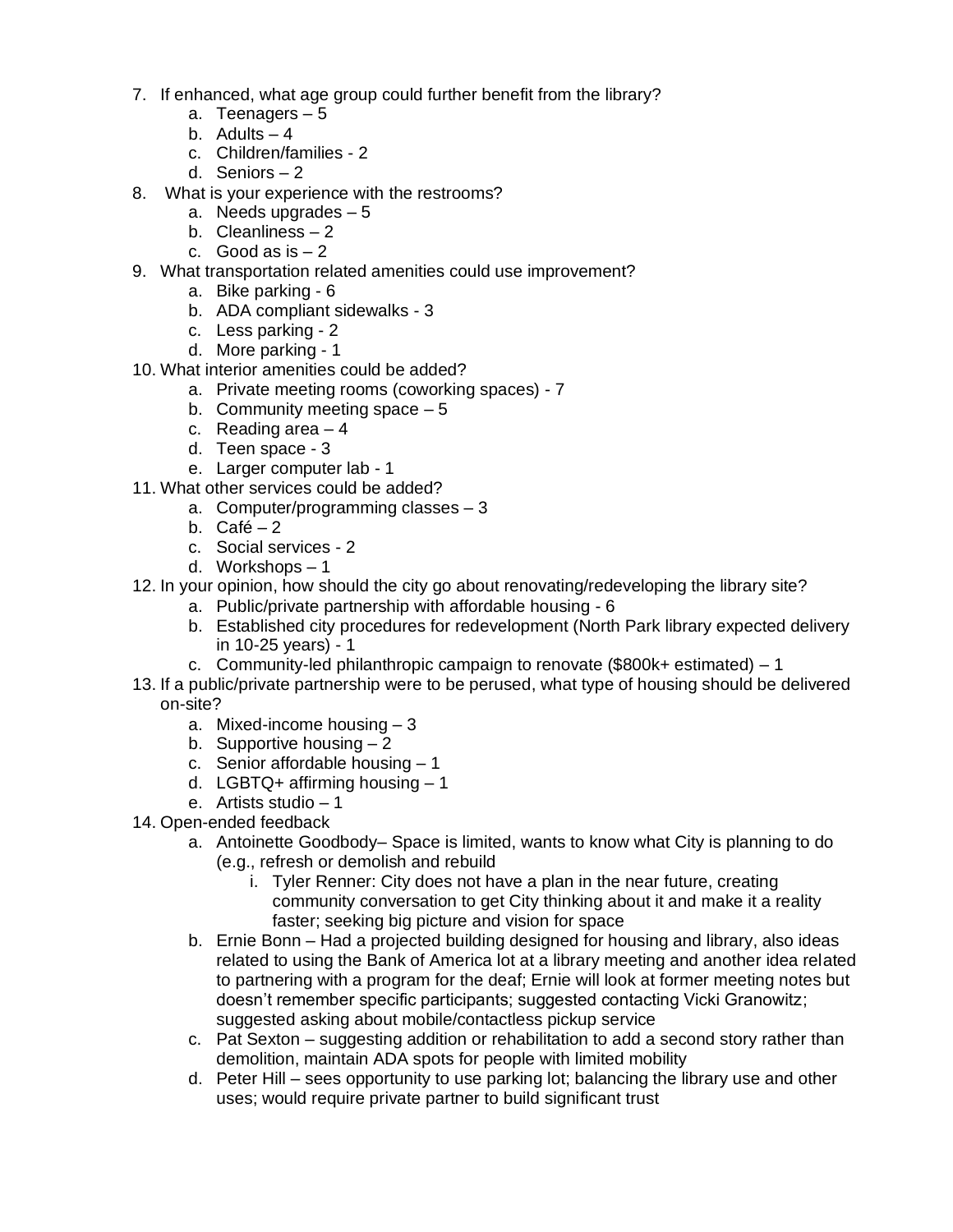7. If enhanced, what age group could further benefit from the library?
    a. Teenagers – 5
    b. Adults – 4
    c. Children/families - 2
    d. Seniors – 2
8. What is your experience with the restrooms?
    a. Needs upgrades – 5
    b. Cleanliness – 2
    c. Good as is – 2
9. What transportation related amenities could use improvement?
    a. Bike parking - 6
    b. ADA compliant sidewalks - 3
    c. Less parking - 2
    d. More parking - 1
10. What interior amenities could be added?
    a. Private meeting rooms (coworking spaces) - 7
    b. Community meeting space – 5
    c. Reading area – 4
    d. Teen space - 3
    e. Larger computer lab - 1
11. What other services could be added?
    a. Computer/programming classes – 3
    b. Café – 2
    c. Social services - 2
    d. Workshops – 1
12. In your opinion, how should the city go about renovating/redeveloping the library site?
    a. Public/private partnership with affordable housing - 6
    b. Established city procedures for redevelopment (North Park library expected delivery in 10-25 years) - 1
    c. Community-led philanthropic campaign to renovate ($800k+ estimated) – 1
13. If a public/private partnership were to be perused, what type of housing should be delivered on-site?
    a. Mixed-income housing – 3
    b. Supportive housing – 2
    c. Senior affordable housing – 1
    d. LGBTQ+ affirming housing – 1
    e. Artists studio – 1
14. Open-ended feedback
    a. Antoinette Goodbody– Space is limited, wants to know what City is planning to do (e.g., refresh or demolish and rebuild
        i. Tyler Renner: City does not have a plan in the near future, creating community conversation to get City thinking about it and make it a reality faster; seeking big picture and vision for space
    b. Ernie Bonn – Had a projected building designed for housing and library, also ideas related to using the Bank of America lot at a library meeting and another idea related to partnering with a program for the deaf; Ernie will look at former meeting notes but doesn't remember specific participants; suggested contacting Vicki Granowitz; suggested asking about mobile/contactless pickup service
    c. Pat Sexton – suggesting addition or rehabilitation to add a second story rather than demolition, maintain ADA spots for people with limited mobility
    d. Peter Hill – sees opportunity to use parking lot; balancing the library use and other uses; would require private partner to build significant trust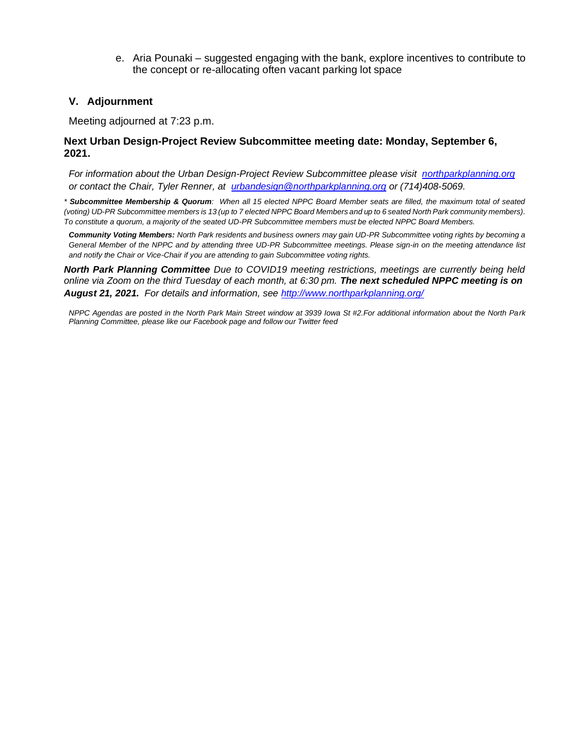e. Aria Pounaki – suggested engaging with the bank, explore incentives to contribute to the concept or re-allocating often vacant parking lot space

## V. Adjournment

Meeting adjourned at 7:23 p.m.

**Next Urban Design-Project Review Subcommittee meeting date: Monday, September 6, 2021.**

*For information about the Urban Design-Project Review Subcommittee please visit [northparkplanning.org](northparkplanning.org) or contact the Chair, Tyler Renner, at [urbandesign@northparkplanning.org](mailto:urbandesign@northparkplanning.org) or (714)408-5069.*

*\* **Subcommittee Membership & Quorum**: When all 15 elected NPPC Board Member seats are filled, the maximum total of seated (voting) UD-PR Subcommittee members is 13 (up to 7 elected NPPC Board Members and up to 6 seated North Park community members). To constitute a quorum, a majority of the seated UD-PR Subcommittee members must be elected NPPC Board Members.*

***Community Voting Members:** North Park residents and business owners may gain UD-PR Subcommittee voting rights by becoming a General Member of the NPPC and by attending three UD-PR Subcommittee meetings. Please sign-in on the meeting attendance list and notify the Chair or Vice-Chair if you are attending to gain Subcommittee voting rights.*

***North Park Planning Committee** Due to COVID19 meeting restrictions, meetings are currently being held online via Zoom on the third Tuesday of each month, at 6:30 pm. **The next scheduled NPPC meeting is on August 21, 2021.** For details and information, see [http://www.northparkplanning.org/](http://www.northparkplanning.org/)*

*NPPC Agendas are posted in the North Park Main Street window at 3939 Iowa St #2.For additional information about the North Park Planning Committee, please like our Facebook page and follow our Twitter feed*